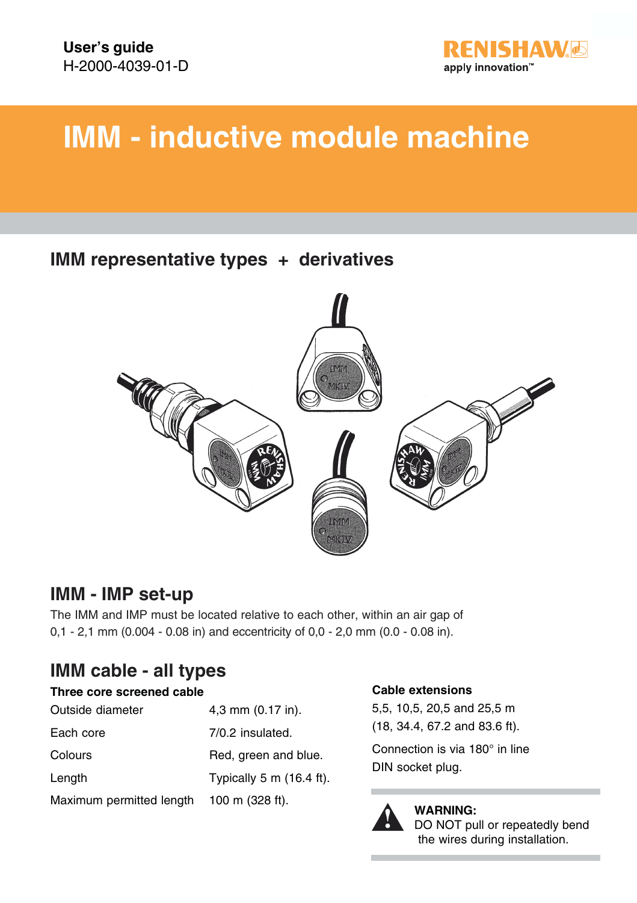**User's guide**
H-2000-4039-01-D

# IMM - inductive module machine

## IMM representative types + derivatives

## IMM - IMP set-up

The IMM and IMP must be located relative to each other, within an air gap of 0,1 - 2,1 mm (0.004 - 0.08 in) and eccentricity of 0,0 - 2,0 mm (0.0 - 0.08 in).

## IMM cable - all types

**Three core screened cable**

| | |
|---|---|
| Outside diameter | 4,3 mm (0.17 in). |
| Each core | 7/0.2 insulated. |
| Colours | Red, green and blue. |
| Length | Typically 5 m (16.4 ft). |
| Maximum permitted length | 100 m (328 ft). |

**Cable extensions**

5,5, 10,5, 20,5 and 25,5 m (18, 34.4, 67.2 and 83.6 ft).

Connection is via 180° in line DIN socket plug.

**WARNING:**
DO NOT pull or repeatedly bend the wires during installation.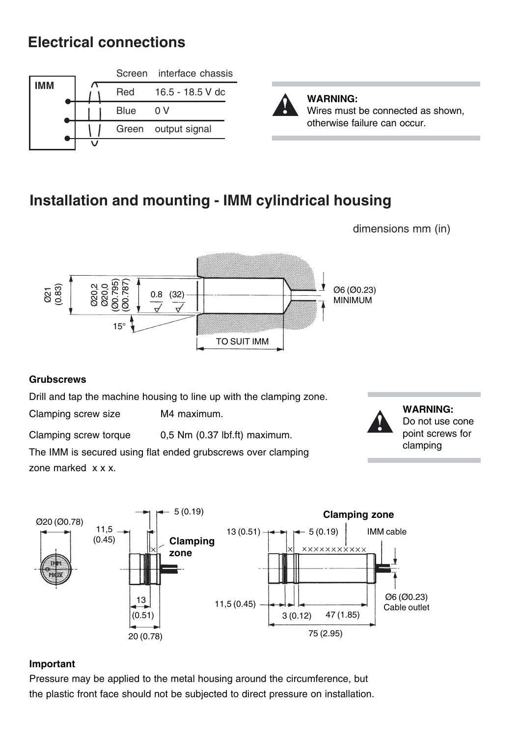## Electrical connections

| IMM | |
|---|---|
| Screen | interface chassis |
| Red | 16.5 - 18.5 V dc |
| Blue | 0 V |
| Green | output signal |

**WARNING:**
Wires must be connected as shown, otherwise failure can occur.

## Installation and mounting - IMM cylindrical housing

dimensions mm (in)

Ø21 (0.83)
Ø20.2 Ø20,0 (Ø0.795) (Ø0.787)
0.8 (32)
15°
TO SUIT IMM
Ø6 (Ø0.23) MINIMUM

#### Grubscrews

Drill and tap the machine housing to line up with the clamping zone.

Clamping screw size M4 maximum.

Clamping screw torque 0,5 Nm (0.37 lbf.ft) maximum.

The IMM is secured using flat ended grubscrews over clamping zone marked x x x.

**WARNING:**
Do not use cone point screws for clamping

Ø20 (Ø0.78)
11,5 (0.45)
5 (0.19)
**Clamping zone**
13 (0.51)
20 (0.78)

**Clamping zone**
13 (0.51)
5 (0.19)
IMM cable
11,5 (0.45)
3 (0.12)
47 (1.85)
75 (2.95)
Ø6 (Ø0.23) Cable outlet

#### Important

Pressure may be applied to the metal housing around the circumference, but the plastic front face should not be subjected to direct pressure on installation.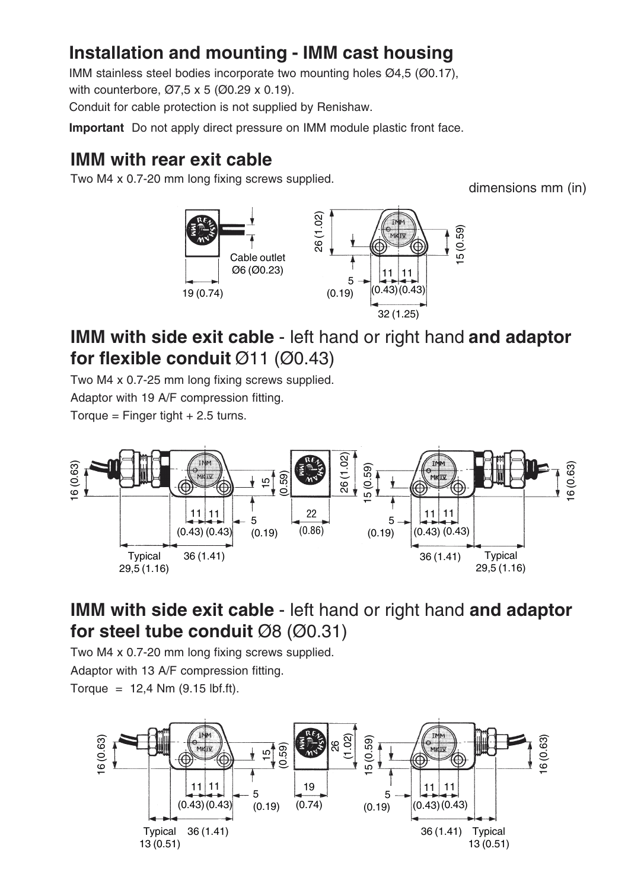## Installation and mounting - IMM cast housing

IMM stainless steel bodies incorporate two mounting holes Ø4,5 (Ø0.17), with counterbore, Ø7,5 x 5 (Ø0.29 x 0.19).

Conduit for cable protection is not supplied by Renishaw.

**Important** Do not apply direct pressure on IMM module plastic front face.

## IMM with rear exit cable

Two M4 x 0.7-20 mm long fixing screws supplied.

dimensions mm (in)

## IMM with side exit cable - left hand or right hand and adaptor for flexible conduit Ø11 (Ø0.43)

Two M4 x 0.7-25 mm long fixing screws supplied.

Adaptor with 19 A/F compression fitting.

Torque = Finger tight + 2.5 turns.

## IMM with side exit cable - left hand or right hand and adaptor for steel tube conduit Ø8 (Ø0.31)

Two M4 x 0.7-20 mm long fixing screws supplied.

Adaptor with 13 A/F compression fitting.

Torque = 12,4 Nm (9.15 lbf.ft).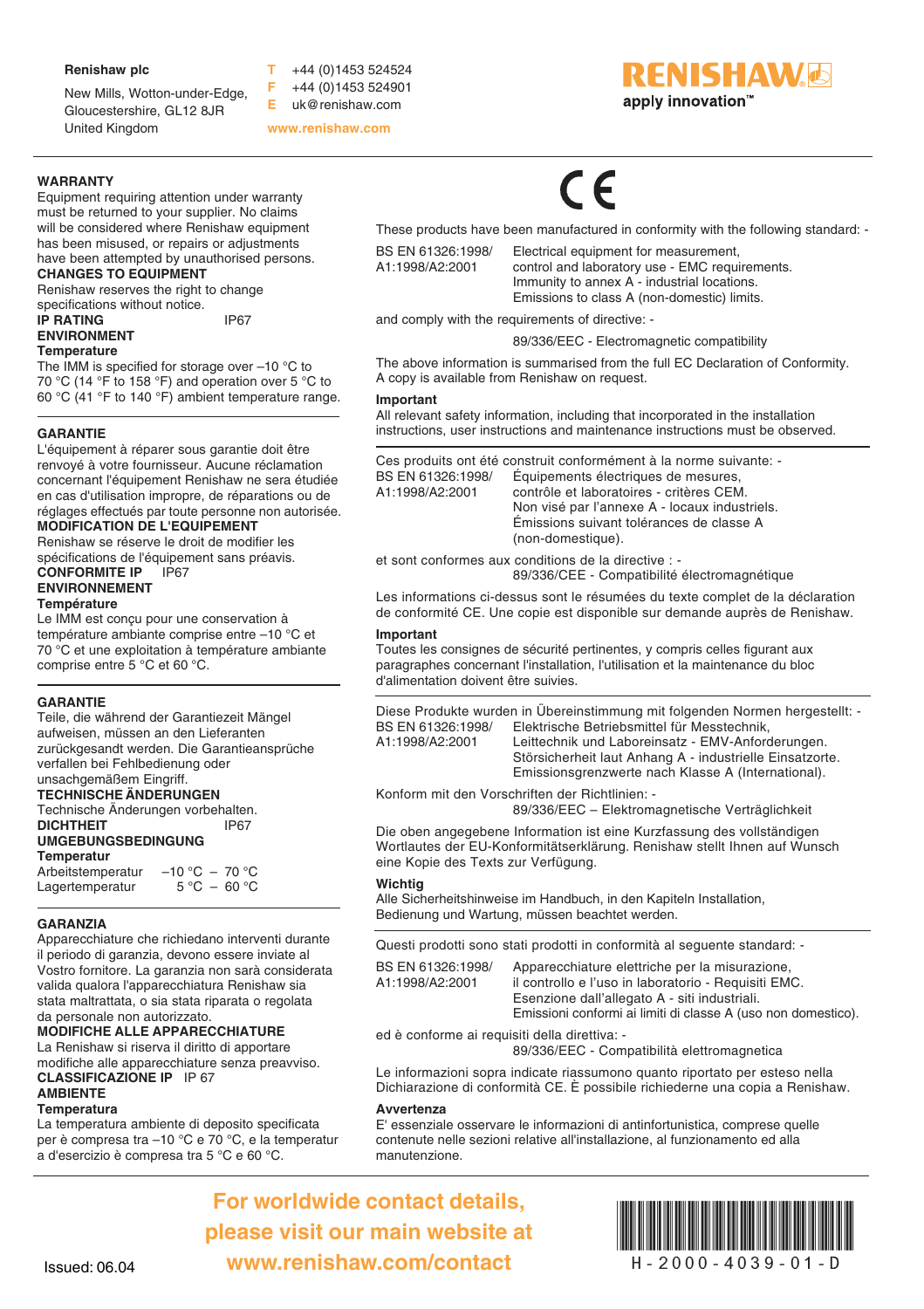**Renishaw plc**

New Mills, Wotton-under-Edge,
Gloucestershire, GL12 8JR
United Kingdom

T +44 (0)1453 524524
F +44 (0)1453 524901
E uk@renishaw.com
www.renishaw.com

RENISHAW
apply innovation™

## WARRANTY

Equipment requiring attention under warranty must be returned to your supplier. No claims will be considered where Renishaw equipment has been misused, or repairs or adjustments have been attempted by unauthorised persons.

**CHANGES TO EQUIPMENT**

Renishaw reserves the right to change specifications without notice.

**IP RATING** IP67

**ENVIRONMENT**

**Temperature**

The IMM is specified for storage over –10 °C to 70 °C (14 °F to 158 °F) and operation over 5 °C to 60 °C (41 °F to 140 °F) ambient temperature range.

CE

These products have been manufactured in conformity with the following standard: -

BS EN 61326:1998/ A1:1998/A2:2001 — Electrical equipment for measurement, control and laboratory use - EMC requirements. Immunity to annex A - industrial locations. Emissions to class A (non-domestic) limits.

and comply with the requirements of directive: -

89/336/EEC - Electromagnetic compatibility

The above information is summarised from the full EC Declaration of Conformity. A copy is available from Renishaw on request.

**Important**

All relevant safety information, including that incorporated in the installation instructions, user instructions and maintenance instructions must be observed.

## GARANTIE

L'équipement à réparer sous garantie doit être renvoyé à votre fournisseur. Aucune réclamation concernant l'équipement Renishaw ne sera étudiée en cas d'utilisation impropre, de réparations ou de réglages effectués par toute personne non autorisée.

**MODIFICATION DE L'EQUIPEMENT**

Renishaw se réserve le droit de modifier les spécifications de l'équipement sans préavis.

**CONFORMITE IP** IP67

**ENVIRONNEMENT**

**Température**

Le IMM est conçu pour une conservation à température ambiante comprise entre –10 °C et 70 °C et une exploitation à température ambiante comprise entre 5 °C et 60 °C.

Ces produits ont été construit conformément à la norme suivante: -

BS EN 61326:1998/ A1:1998/A2:2001 — Équipements électriques de mesures, contrôle et laboratoires - critères CEM. Non visé par l'annexe A - locaux industriels. Émissions suivant tolérances de classe A (non-domestique).

et sont conformes aux conditions de la directive : -

89/336/CEE - Compatibilité électromagnétique

Les informations ci-dessus sont le résumées du texte complet de la déclaration de conformité CE. Une copie est disponible sur demande auprès de Renishaw.

**Important**

Toutes les consignes de sécurité pertinentes, y compris celles figurant aux paragraphes concernant l'installation, l'utilisation et la maintenance du bloc d'alimentation doivent être suivies.

## GARANTIE

Teile, die während der Garantiezeit Mängel aufweisen, müssen an den Lieferanten zurückgesandt werden. Die Garantieansprüche verfallen bei Fehlbedienung oder unsachgemäßem Eingriff.

**TECHNISCHE ÄNDERUNGEN**

Technische Änderungen vorbehalten.

**DICHTHEIT** IP67

**UMGEBUNGSBEDINGUNG**

**Temperatur**

Arbeitstemperatur –10 °C – 70 °C
Lagertemperatur 5 °C – 60 °C

Diese Produkte wurden in Übereinstimmung mit folgenden Normen hergestellt: -

BS EN 61326:1998/ A1:1998/A2:2001 — Elektrische Betriebsmittel für Messtechnik, Leittechnik und Laboreinsatz - EMV-Anforderungen. Störsicherheit laut Anhang A - industrielle Einsatzorte. Emissionsgrenzwerte nach Klasse A (International).

Konform mit den Vorschriften der Richtlinien: -

89/336/EEC – Elektromagnetische Verträglichkeit

Die oben angegebene Information ist eine Kurzfassung des vollständigen Wortlautes der EU-Konformitätserklärung. Renishaw stellt Ihnen auf Wunsch eine Kopie des Texts zur Verfügung.

**Wichtig**

Alle Sicherheitshinweise im Handbuch, in den Kapiteln Installation, Bedienung und Wartung, müssen beachtet werden.

## GARANZIA

Apparecchiature che richiedano interventi durante il periodo di garanzia, devono essere inviate al Vostro fornitore. La garanzia non sarà considerata valida qualora l'apparecchiatura Renishaw sia stata maltrattata, o sia stata riparata o regolata da personale non autorizzato.

**MODIFICHE ALLE APPARECCHIATURE**

La Renishaw si riserva il diritto di apportare modifiche alle apparecchiature senza preavviso.

**CLASSIFICAZIONE IP** IP 67

**AMBIENTE**

**Temperatura**

La temperatura ambiente di deposito specificata per è compresa tra –10 °C e 70 °C, e la temperatur a d'esercizio è compresa tra 5 °C e 60 °C.

Questi prodotti sono stati prodotti in conformità al seguente standard: -

BS EN 61326:1998/ A1:1998/A2:2001 — Apparecchiature elettriche per la misurazione, il controllo e l'uso in laboratorio - Requisiti EMC. Esenzione dall'allegato A - siti industriali. Emissioni conformi ai limiti di classe A (uso non domestico).

ed è conforme ai requisiti della direttiva: -

89/336/EEC - Compatibilità elettromagnetica

Le informazioni sopra indicate riassumono quanto riportato per esteso nella Dichiarazione di conformità CE. È possibile richiederne una copia a Renishaw.

**Avvertenza**

E' essenziale osservare le informazioni di antinfortunistica, comprese quelle contenute nelle sezioni relative all'installazione, al funzionamento ed alla manutenzione.

**For worldwide contact details, please visit our main website at www.renishaw.com/contact**

Issued: 06.04

H-2000-4039-01-D